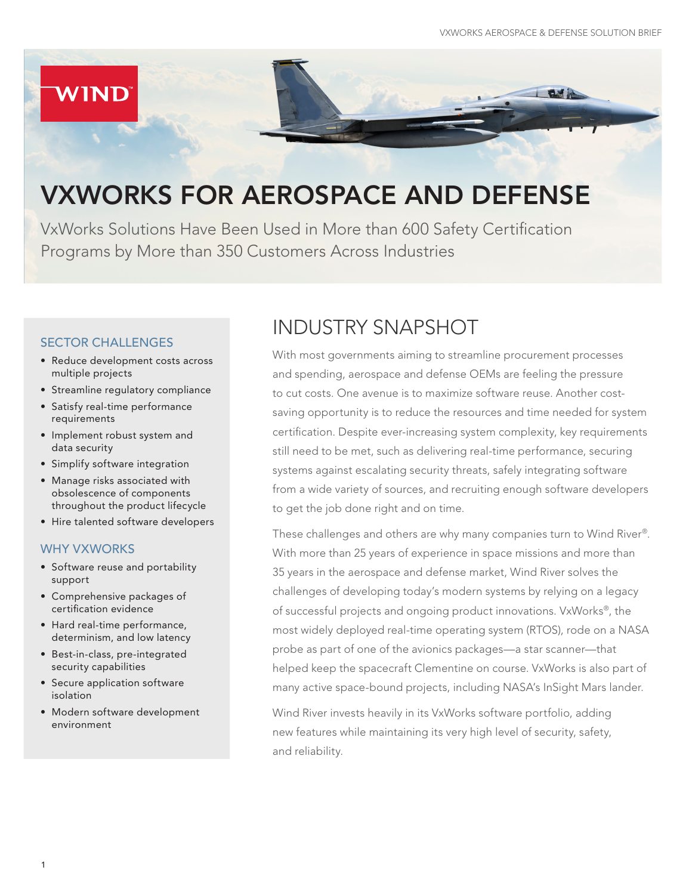# VXWORKS FOR AEROSPACE AND DEFENSE

VxWorks Solutions Have Been Used in More than 600 Safety Certification Programs by More than 350 Customers Across Industries

### SECTOR CHALLENGES

- Reduce development costs across multiple projects
- Streamline regulatory compliance
- Satisfy real-time performance requirements
- Implement robust system and data security
- Simplify software integration
- Manage risks associated with obsolescence of components throughout the product lifecycle
- Hire talented software developers

### WHY VXWORKS

- Software reuse and portability support
- Comprehensive packages of certification evidence
- Hard real-time performance, determinism, and low latency
- Best-in-class, pre-integrated security capabilities
- Secure application software isolation
- Modern software development environment

## INDUSTRY SNAPSHOT

With most governments aiming to streamline procurement processes and spending, aerospace and defense OEMs are feeling the pressure to cut costs. One avenue is to maximize software reuse. Another cost-saving opportunity is to reduce the resources and time needed for system certification. Despite ever-increasing system complexity, key requirements still need to be met, such as delivering real-time performance, securing systems against escalating security threats, safely integrating software from a wide variety of sources, and recruiting enough software developers to get the job done right and on time.

These challenges and others are why many companies turn to Wind River®. With more than 25 years of experience in space missions and more than 35 years in the aerospace and defense market, Wind River solves the challenges of developing today's modern systems by relying on a legacy of successful projects and ongoing product innovations. VxWorks®, the most widely deployed real-time operating system (RTOS), rode on a NASA probe as part of one of the avionics packages—a star scanner—that helped keep the spacecraft Clementine on course. VxWorks is also part of many active space-bound projects, including NASA's InSight Mars lander.

Wind River invests heavily in its VxWorks software portfolio, adding new features while maintaining its very high level of security, safety, and reliability.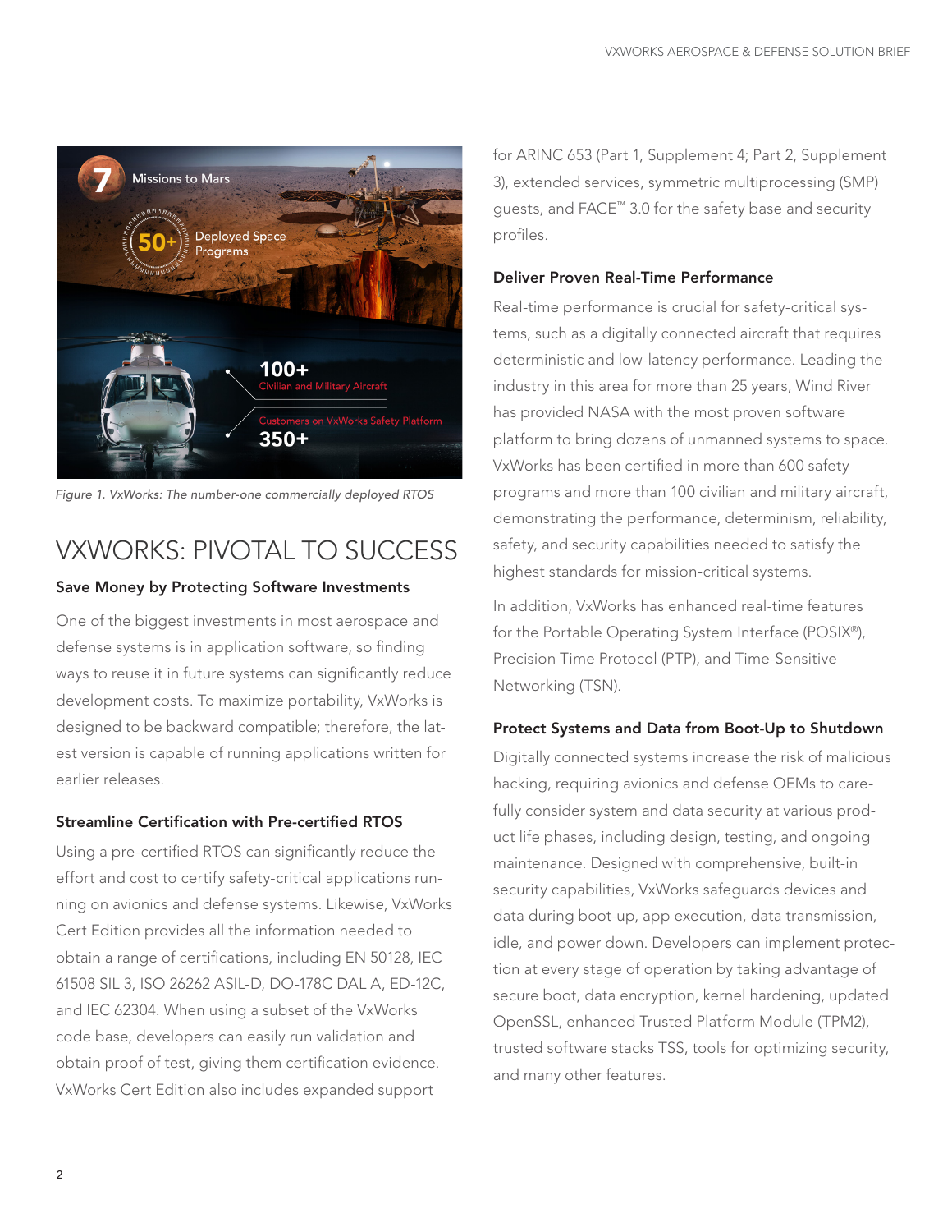Figure 1. VxWorks: The number-one commercially deployed RTOS

# VXWORKS: PIVOTAL TO SUCCESS

### Save Money by Protecting Software Investments

One of the biggest investments in most aerospace and defense systems is in application software, so finding ways to reuse it in future systems can significantly reduce development costs. To maximize portability, VxWorks is designed to be backward compatible; therefore, the latest version is capable of running applications written for earlier releases.

### Streamline Certification with Pre-certified RTOS

Using a pre-certified RTOS can significantly reduce the effort and cost to certify safety-critical applications running on avionics and defense systems. Likewise, VxWorks Cert Edition provides all the information needed to obtain a range of certifications, including EN 50128, IEC 61508 SIL 3, ISO 26262 ASIL-D, DO-178C DAL A, ED-12C, and IEC 62304. When using a subset of the VxWorks code base, developers can easily run validation and obtain proof of test, giving them certification evidence. VxWorks Cert Edition also includes expanded support for ARINC 653 (Part 1, Supplement 4; Part 2, Supplement 3), extended services, symmetric multiprocessing (SMP) guests, and FACE™ 3.0 for the safety base and security profiles.

### Deliver Proven Real-Time Performance

Real-time performance is crucial for safety-critical systems, such as a digitally connected aircraft that requires deterministic and low-latency performance. Leading the industry in this area for more than 25 years, Wind River has provided NASA with the most proven software platform to bring dozens of unmanned systems to space. VxWorks has been certified in more than 600 safety programs and more than 100 civilian and military aircraft, demonstrating the performance, determinism, reliability, safety, and security capabilities needed to satisfy the highest standards for mission-critical systems.

In addition, VxWorks has enhanced real-time features for the Portable Operating System Interface (POSIX®), Precision Time Protocol (PTP), and Time-Sensitive Networking (TSN).

### Protect Systems and Data from Boot-Up to Shutdown

Digitally connected systems increase the risk of malicious hacking, requiring avionics and defense OEMs to carefully consider system and data security at various product life phases, including design, testing, and ongoing maintenance. Designed with comprehensive, built-in security capabilities, VxWorks safeguards devices and data during boot-up, app execution, data transmission, idle, and power down. Developers can implement protection at every stage of operation by taking advantage of secure boot, data encryption, kernel hardening, updated OpenSSL, enhanced Trusted Platform Module (TPM2), trusted software stacks TSS, tools for optimizing security, and many other features.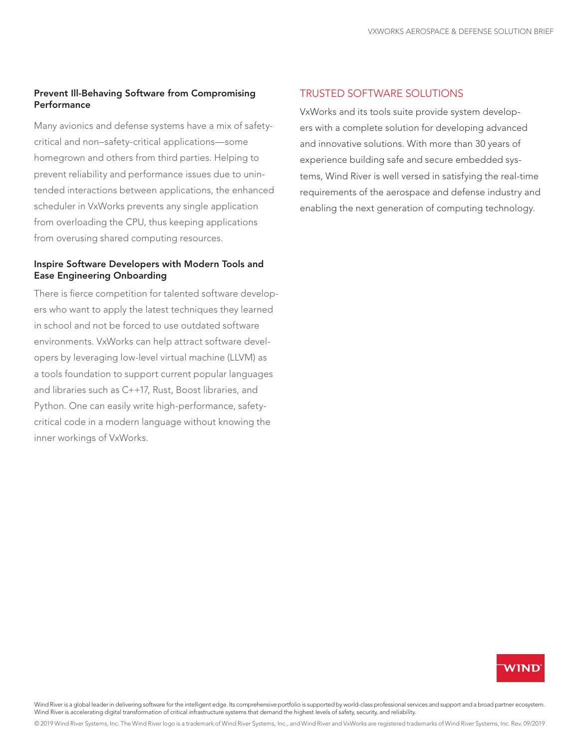### Prevent Ill-Behaving Software from Compromising Performance

Many avionics and defense systems have a mix of safety-critical and non–safety-critical applications—some homegrown and others from third parties. Helping to prevent reliability and performance issues due to unintended interactions between applications, the enhanced scheduler in VxWorks prevents any single application from overloading the CPU, thus keeping applications from overusing shared computing resources.

### Inspire Software Developers with Modern Tools and Ease Engineering Onboarding

There is fierce competition for talented software developers who want to apply the latest techniques they learned in school and not be forced to use outdated software environments. VxWorks can help attract software developers by leveraging low-level virtual machine (LLVM) as a tools foundation to support current popular languages and libraries such as C++17, Rust, Boost libraries, and Python. One can easily write high-performance, safety-critical code in a modern language without knowing the inner workings of VxWorks.

## TRUSTED SOFTWARE SOLUTIONS

VxWorks and its tools suite provide system developers with a complete solution for developing advanced and innovative solutions. With more than 30 years of experience building safe and secure embedded systems, Wind River is well versed in satisfying the real-time requirements of the aerospace and defense industry and enabling the next generation of computing technology.

Wind River is a global leader in delivering software for the intelligent edge. Its comprehensive portfolio is supported by world-class professional services and support and a broad partner ecosystem. Wind River is accelerating digital transformation of critical infrastructure systems that demand the highest levels of safety, security, and reliability.

© 2019 Wind River Systems, Inc. The Wind River logo is a trademark of Wind River Systems, Inc., and Wind River and VxWorks are registered trademarks of Wind River Systems, Inc. Rev. 09/2019